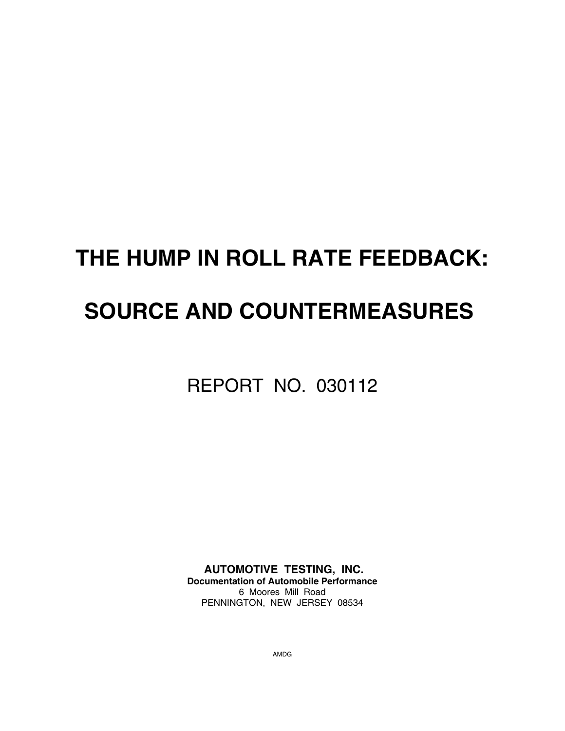# THE HUMP IN ROLL RATE FEEDBACK:

# SOURCE AND COUNTERMEASURES

REPORT NO. 030112

**AUTOMOTIVE TESTING, INC.**
**Documentation of Automobile Performance**
6 Moores Mill Road
PENNINGTON, NEW JERSEY 08534

AMDG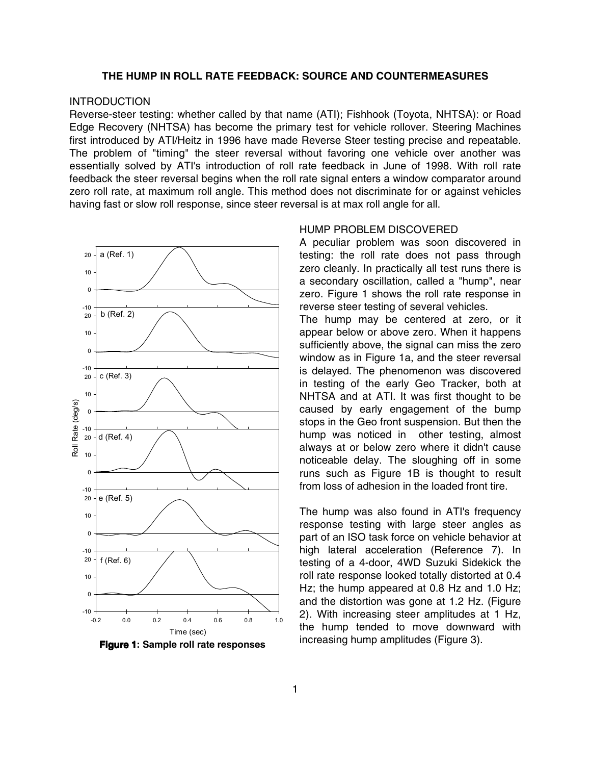# THE HUMP IN ROLL RATE FEEDBACK: SOURCE AND COUNTERMEASURES

## INTRODUCTION

Reverse-steer testing: whether called by that name (ATI); Fishhook (Toyota, NHTSA): or Road Edge Recovery (NHTSA) has become the primary test for vehicle rollover. Steering Machines first introduced by ATI/Heitz in 1996 have made Reverse Steer testing precise and repeatable. The problem of "timing" the steer reversal without favoring one vehicle over another was essentially solved by ATI's introduction of roll rate feedback in June of 1998. With roll rate feedback the steer reversal begins when the roll rate signal enters a window comparator around zero roll rate, at maximum roll angle. This method does not discriminate for or against vehicles having fast or slow roll response, since steer reversal is at max roll angle for all.

**Figure 1: Sample roll rate responses**

## HUMP PROBLEM DISCOVERED

A peculiar problem was soon discovered in testing: the roll rate does not pass through zero cleanly. In practically all test runs there is a secondary oscillation, called a "hump", near zero. Figure 1 shows the roll rate response in reverse steer testing of several vehicles.

The hump may be centered at zero, or it appear below or above zero. When it happens sufficiently above, the signal can miss the zero window as in Figure 1a, and the steer reversal is delayed. The phenomenon was discovered in testing of the early Geo Tracker, both at NHTSA and at ATI. It was first thought to be caused by early engagement of the bump stops in the Geo front suspension. But then the hump was noticed in other testing, almost always at or below zero where it didn't cause noticeable delay. The sloughing off in some runs such as Figure 1B is thought to result from loss of adhesion in the loaded front tire.

The hump was also found in ATI's frequency response testing with large steer angles as part of an ISO task force on vehicle behavior at high lateral acceleration (Reference 7). In testing of a 4-door, 4WD Suzuki Sidekick the roll rate response looked totally distorted at 0.4 Hz; the hump appeared at 0.8 Hz and 1.0 Hz; and the distortion was gone at 1.2 Hz. (Figure 2). With increasing steer amplitudes at 1 Hz, the hump tended to move downward with increasing hump amplitudes (Figure 3).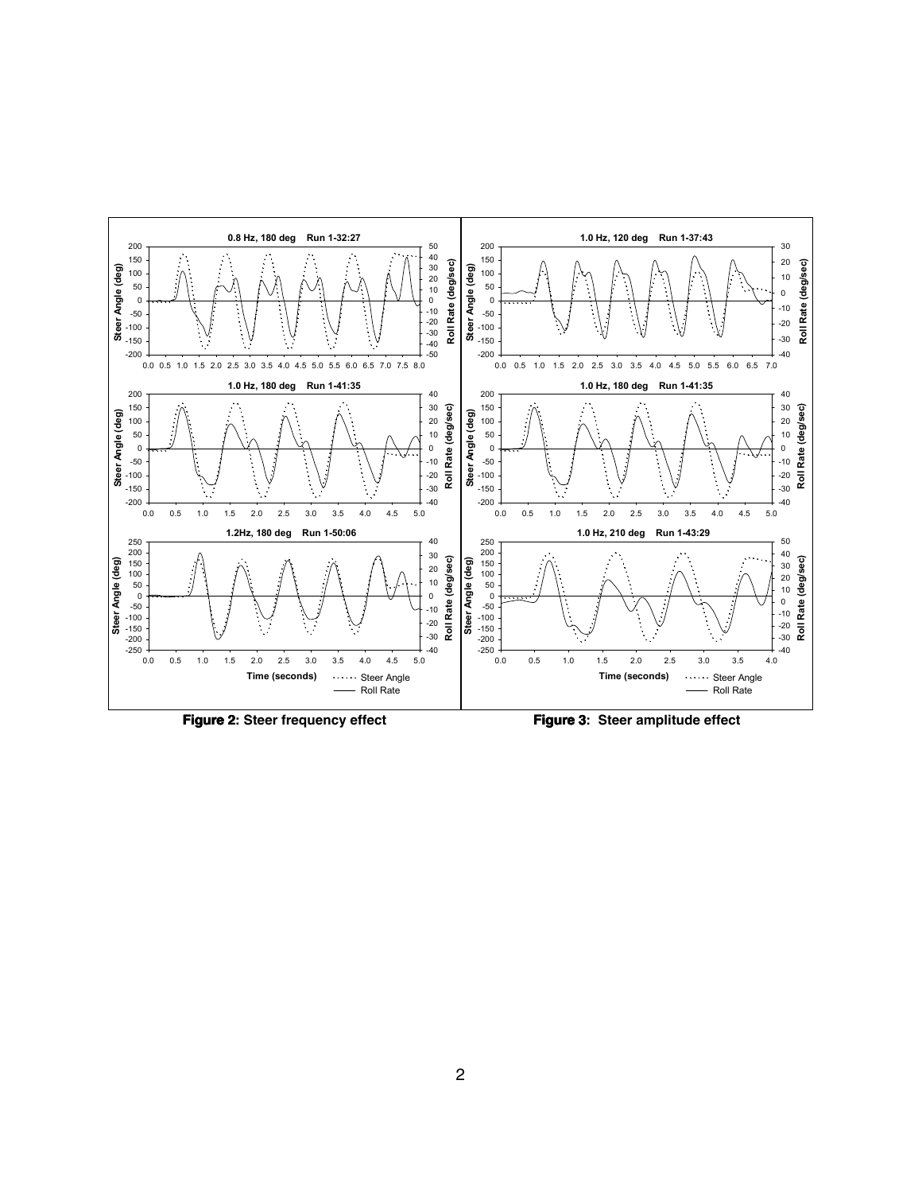**Figure 2:** Steer frequency effect

**Figure 3:** Steer amplitude effect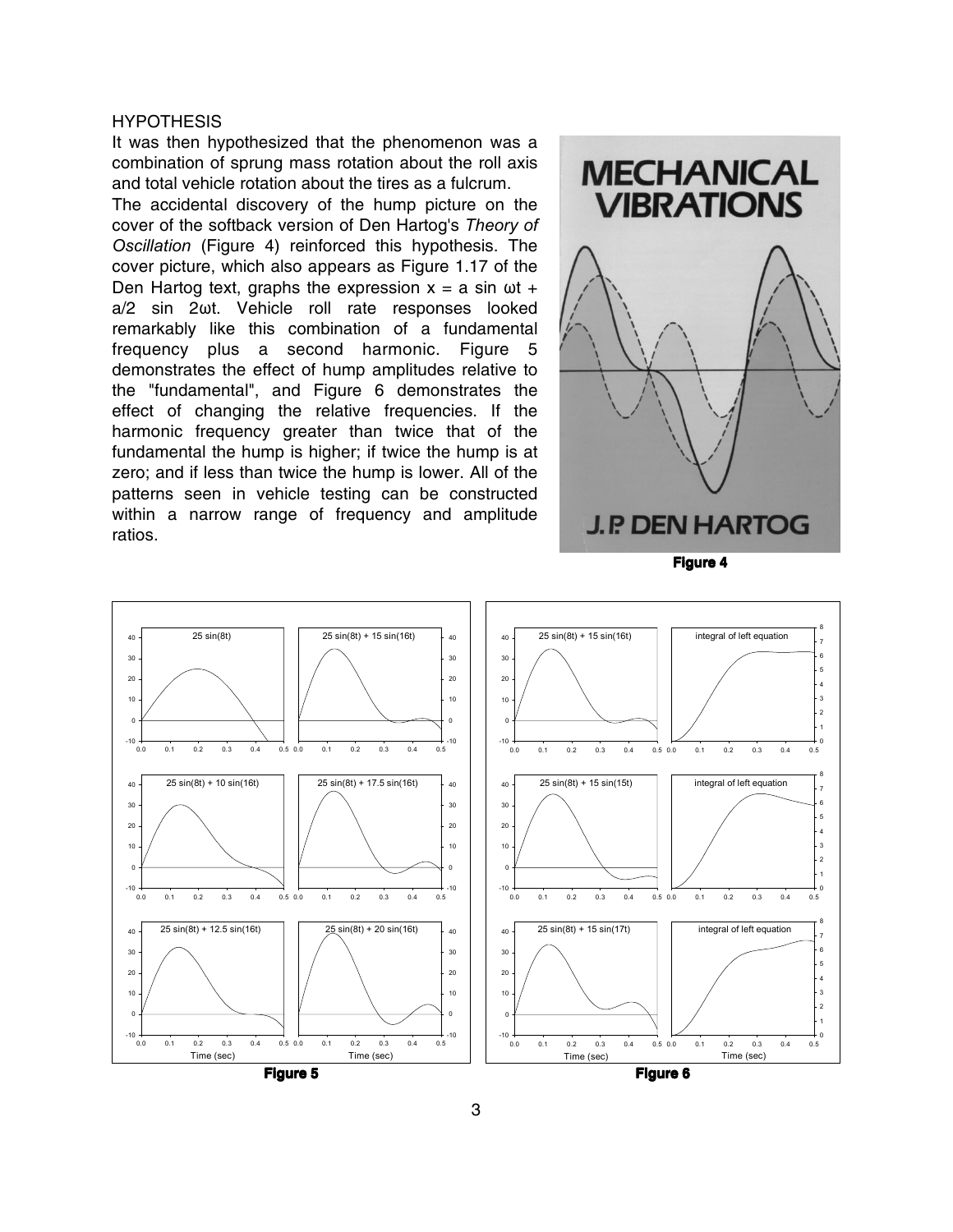## HYPOTHESIS

It was then hypothesized that the phenomenon was a combination of sprung mass rotation about the roll axis and total vehicle rotation about the tires as a fulcrum.

The accidental discovery of the hump picture on the cover of the softback version of Den Hartog's *Theory of Oscillation* (Figure 4) reinforced this hypothesis. The cover picture, which also appears as Figure 1.17 of the Den Hartog text, graphs the expression $x = a \sin \omega t + a/2 \sin 2\omega t$. Vehicle roll rate responses looked remarkably like this combination of a fundamental frequency plus a second harmonic. Figure 5 demonstrates the effect of hump amplitudes relative to the "fundamental", and Figure 6 demonstrates the effect of changing the relative frequencies. If the harmonic frequency greater than twice that of the fundamental the hump is higher; if twice the hump is at zero; and if less than twice the hump is lower. All of the patterns seen in vehicle testing can be constructed within a narrow range of frequency and amplitude ratios.

**Figure 4**

**Figure 5**

**Figure 6**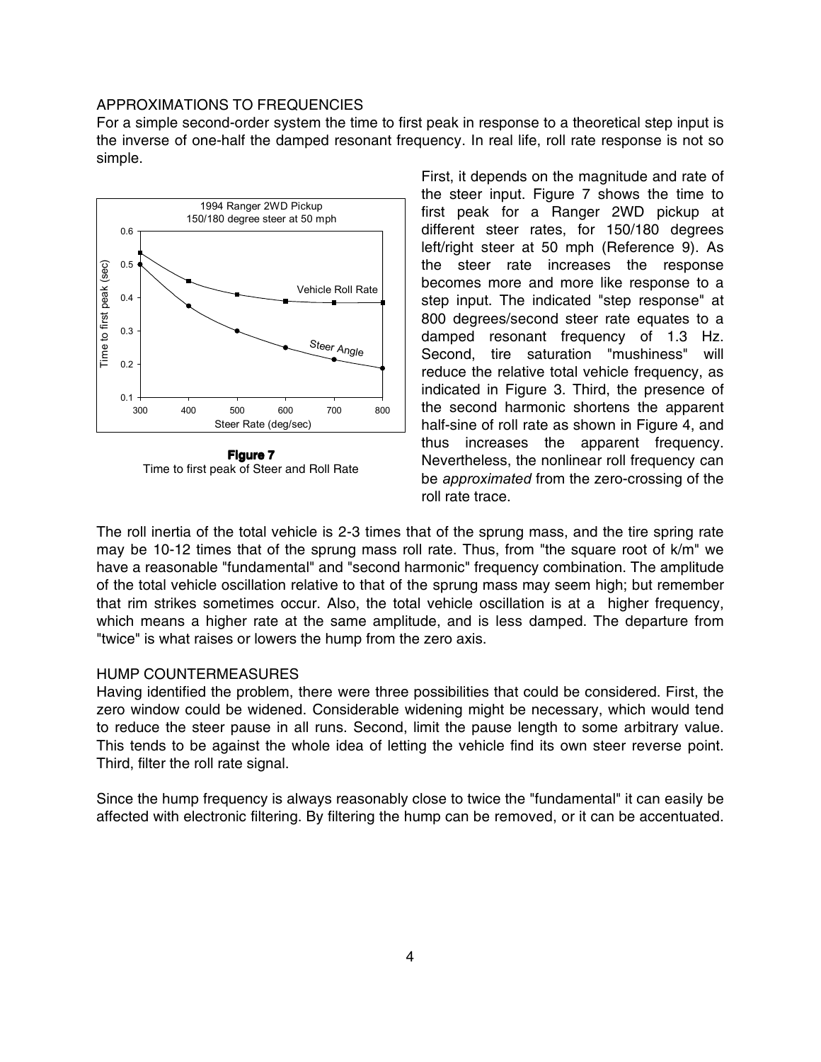## APPROXIMATIONS TO FREQUENCIES

For a simple second-order system the time to first peak in response to a theoretical step input is the inverse of one-half the damped resonant frequency. In real life, roll rate response is not so simple.

First, it depends on the magnitude and rate of the steer input. Figure 7 shows the time to first peak for a Ranger 2WD pickup at different steer rates, for 150/180 degrees left/right steer at 50 mph (Reference 9). As the steer rate increases the response becomes more and more like response to a step input. The indicated "step response" at 800 degrees/second steer rate equates to a damped resonant frequency of 1.3 Hz. Second, tire saturation "mushiness" will reduce the relative total vehicle frequency, as indicated in Figure 3. Third, the presence of the second harmonic shortens the apparent half-sine of roll rate as shown in Figure 4, and thus increases the apparent frequency. Nevertheless, the nonlinear roll frequency can be *approximated* from the zero-crossing of the roll rate trace.

**Figure 7**
Time to first peak of Steer and Roll Rate

The roll inertia of the total vehicle is 2-3 times that of the sprung mass, and the tire spring rate may be 10-12 times that of the sprung mass roll rate. Thus, from "the square root of k/m" we have a reasonable "fundamental" and "second harmonic" frequency combination. The amplitude of the total vehicle oscillation relative to that of the sprung mass may seem high; but remember that rim strikes sometimes occur. Also, the total vehicle oscillation is at a higher frequency, which means a higher rate at the same amplitude, and is less damped. The departure from "twice" is what raises or lowers the hump from the zero axis.

## HUMP COUNTERMEASURES

Having identified the problem, there were three possibilities that could be considered. First, the zero window could be widened. Considerable widening might be necessary, which would tend to reduce the steer pause in all runs. Second, limit the pause length to some arbitrary value. This tends to be against the whole idea of letting the vehicle find its own steer reverse point. Third, filter the roll rate signal.

Since the hump frequency is always reasonably close to twice the "fundamental" it can easily be affected with electronic filtering. By filtering the hump can be removed, or it can be accentuated.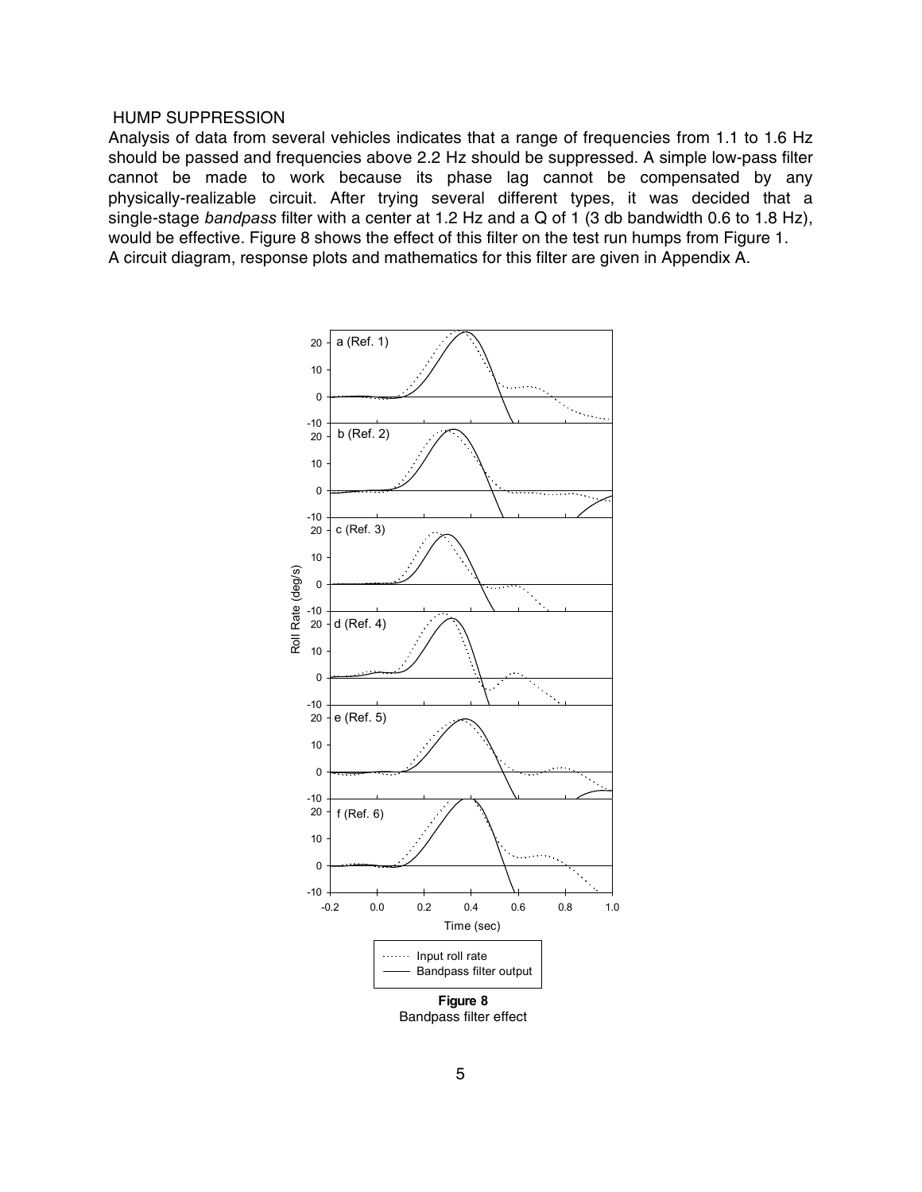HUMP SUPPRESSION

Analysis of data from several vehicles indicates that a range of frequencies from 1.1 to 1.6 Hz should be passed and frequencies above 2.2 Hz should be suppressed. A simple low-pass filter cannot be made to work because its phase lag cannot be compensated by any physically-realizable circuit. After trying several different types, it was decided that a single-stage *bandpass* filter with a center at 1.2 Hz and a Q of 1 (3 db bandwidth 0.6 to 1.8 Hz), would be effective. Figure 8 shows the effect of this filter on the test run humps from Figure 1. A circuit diagram, response plots and mathematics for this filter are given in Appendix A.

**Figure 8**
Bandpass filter effect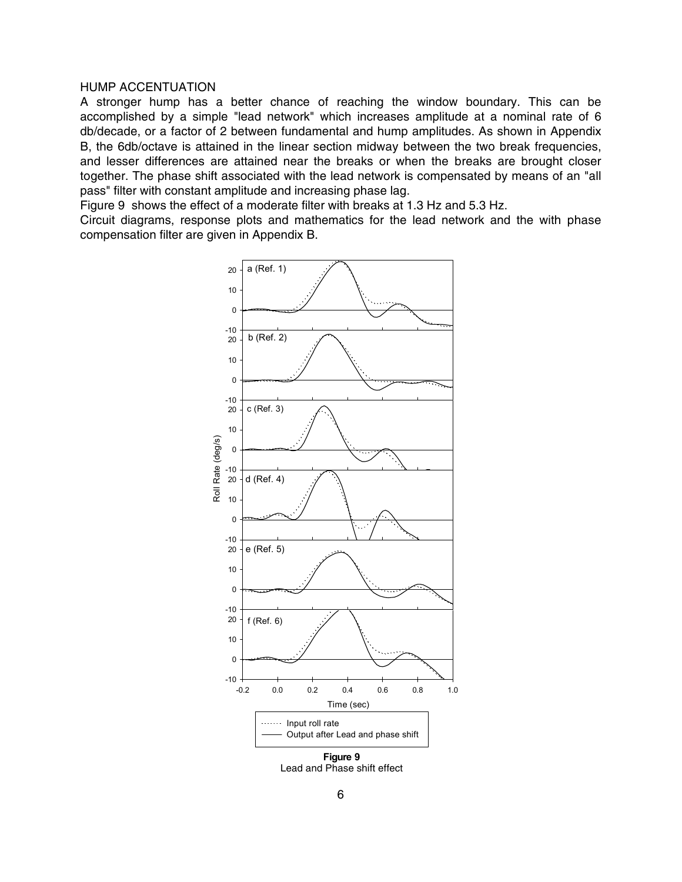HUMP ACCENTUATION

A stronger hump has a better chance of reaching the window boundary. This can be accomplished by a simple "lead network" which increases amplitude at a nominal rate of 6 db/decade, or a factor of 2 between fundamental and hump amplitudes. As shown in Appendix B, the 6db/octave is attained in the linear section midway between the two break frequencies, and lesser differences are attained near the breaks or when the breaks are brought closer together. The phase shift associated with the lead network is compensated by means of an "all pass" filter with constant amplitude and increasing phase lag.

Figure 9 shows the effect of a moderate filter with breaks at 1.3 Hz and 5.3 Hz.

Circuit diagrams, response plots and mathematics for the lead network and the with phase compensation filter are given in Appendix B.

**Figure 9**
Lead and Phase shift effect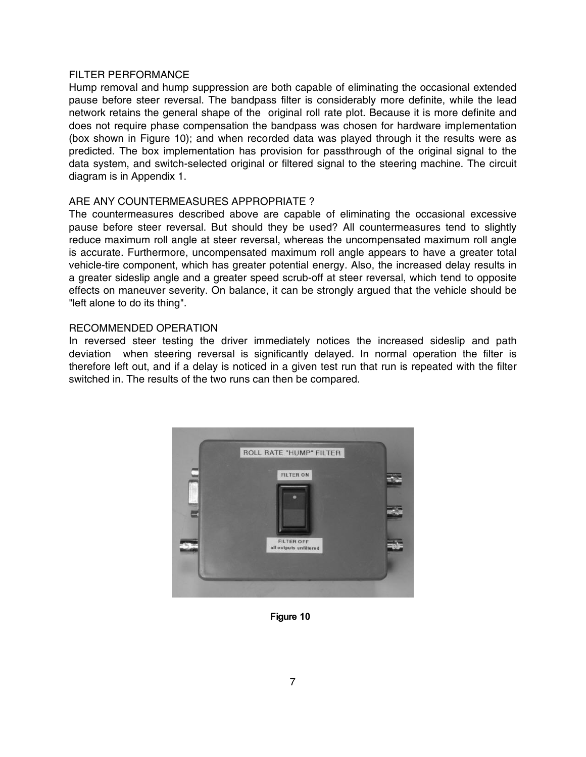## FILTER PERFORMANCE

Hump removal and hump suppression are both capable of eliminating the occasional extended pause before steer reversal. The bandpass filter is considerably more definite, while the lead network retains the general shape of the original roll rate plot. Because it is more definite and does not require phase compensation the bandpass was chosen for hardware implementation (box shown in Figure 10); and when recorded data was played through it the results were as predicted. The box implementation has provision for passthrough of the original signal to the data system, and switch-selected original or filtered signal to the steering machine. The circuit diagram is in Appendix 1.

## ARE ANY COUNTERMEASURES APPROPRIATE ?

The countermeasures described above are capable of eliminating the occasional excessive pause before steer reversal. But should they be used? All countermeasures tend to slightly reduce maximum roll angle at steer reversal, whereas the uncompensated maximum roll angle is accurate. Furthermore, uncompensated maximum roll angle appears to have a greater total vehicle-tire component, which has greater potential energy. Also, the increased delay results in a greater sideslip angle and a greater speed scrub-off at steer reversal, which tend to opposite effects on maneuver severity. On balance, it can be strongly argued that the vehicle should be "left alone to do its thing".

## RECOMMENDED OPERATION

In reversed steer testing the driver immediately notices the increased sideslip and path deviation when steering reversal is significantly delayed. In normal operation the filter is therefore left out, and if a delay is noticed in a given test run that run is repeated with the filter switched in. The results of the two runs can then be compared.

**Figure 10**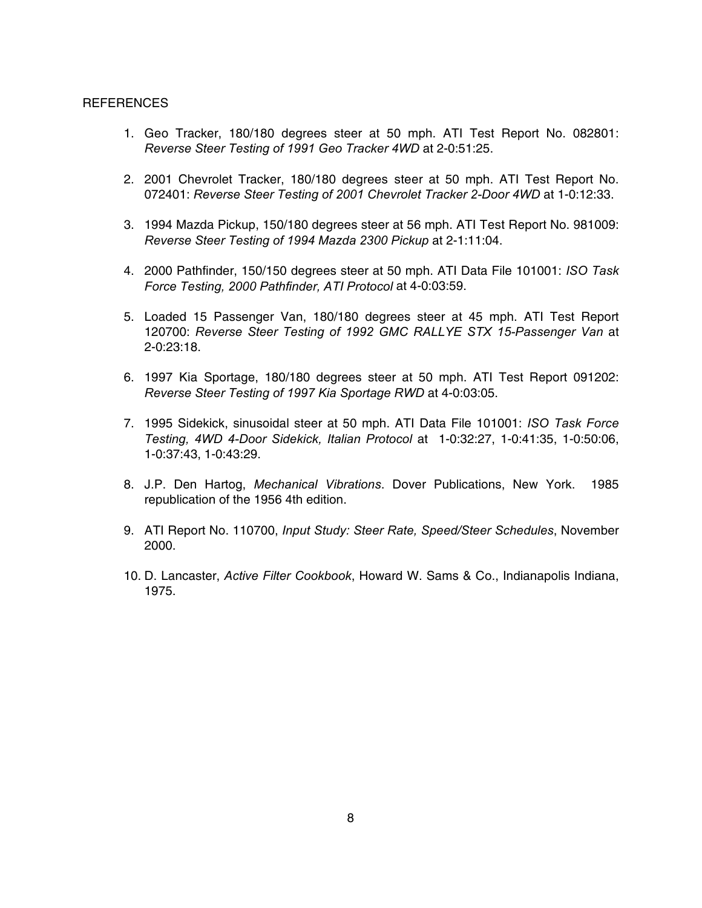REFERENCES

1. Geo Tracker, 180/180 degrees steer at 50 mph. ATI Test Report No. 082801: *Reverse Steer Testing of 1991 Geo Tracker 4WD* at 2-0:51:25.

2. 2001 Chevrolet Tracker, 180/180 degrees steer at 50 mph. ATI Test Report No. 072401: *Reverse Steer Testing of 2001 Chevrolet Tracker 2-Door 4WD* at 1-0:12:33.

3. 1994 Mazda Pickup, 150/180 degrees steer at 56 mph. ATI Test Report No. 981009: *Reverse Steer Testing of 1994 Mazda 2300 Pickup* at 2-1:11:04.

4. 2000 Pathfinder, 150/150 degrees steer at 50 mph. ATI Data File 101001: *ISO Task Force Testing, 2000 Pathfinder, ATI Protocol* at 4-0:03:59.

5. Loaded 15 Passenger Van, 180/180 degrees steer at 45 mph. ATI Test Report 120700: *Reverse Steer Testing of 1992 GMC RALLYE STX 15-Passenger Van* at 2-0:23:18.

6. 1997 Kia Sportage, 180/180 degrees steer at 50 mph. ATI Test Report 091202: *Reverse Steer Testing of 1997 Kia Sportage RWD* at 4-0:03:05.

7. 1995 Sidekick, sinusoidal steer at 50 mph. ATI Data File 101001: *ISO Task Force Testing, 4WD 4-Door Sidekick, Italian Protocol* at 1-0:32:27, 1-0:41:35, 1-0:50:06, 1-0:37:43, 1-0:43:29.

8. J.P. Den Hartog, *Mechanical Vibrations*. Dover Publications, New York. 1985 republication of the 1956 4th edition.

9. ATI Report No. 110700, *Input Study: Steer Rate, Speed/Steer Schedules*, November 2000.

10. D. Lancaster, *Active Filter Cookbook*, Howard W. Sams & Co., Indianapolis Indiana, 1975.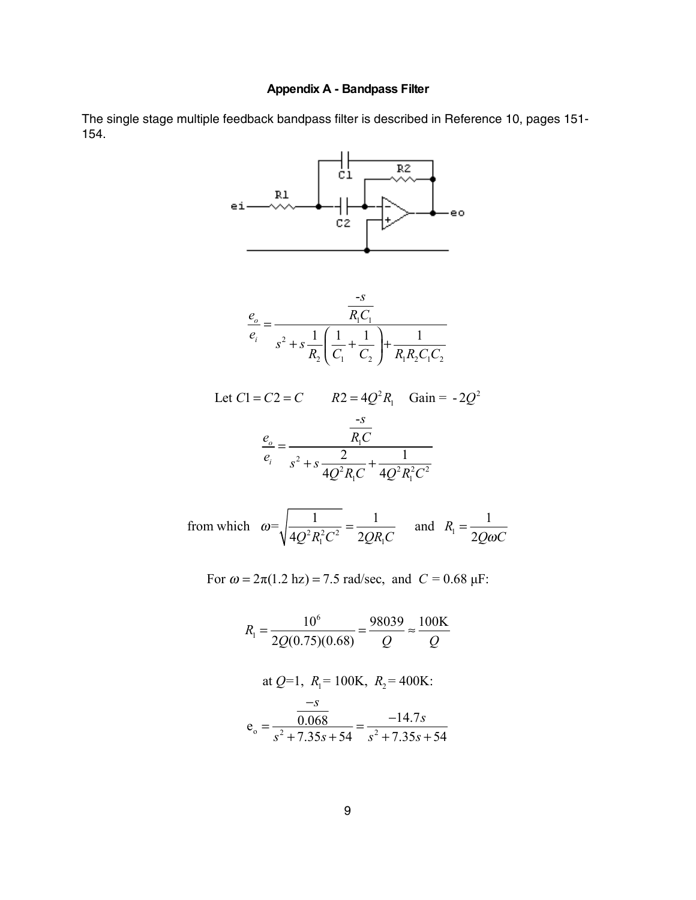### Appendix A - Bandpass Filter

The single stage multiple feedback bandpass filter is described in Reference 10, pages 151-154.

$$\frac{e_o}{e_i} = \frac{\dfrac{-s}{R_1 C_1}}{s^2 + s\dfrac{1}{R_2}\left(\dfrac{1}{C_1} + \dfrac{1}{C_2}\right) + \dfrac{1}{R_1 R_2 C_1 C_2}}$$

$$\text{Let } C1 = C2 = C \qquad R2 = 4Q^2 R_1 \quad \text{Gain} = -2Q^2$$

$$\frac{e_o}{e_i} = \frac{\dfrac{-s}{R_1 C}}{s^2 + s\dfrac{2}{4Q^2 R_1 C} + \dfrac{1}{4Q^2 R_1^2 C^2}}$$

$$\text{from which} \quad \omega = \sqrt{\frac{1}{4Q^2 R_1^2 C^2}} = \frac{1}{2QR_1 C} \qquad \text{and} \quad R_1 = \frac{1}{2Q\omega C}$$

For $\omega = 2\pi(1.2 \text{ hz}) = 7.5$ rad/sec, and $C = 0.68$ μF:

$$R_1 = \frac{10^6}{2Q(0.75)(0.68)} = \frac{98039}{Q} \approx \frac{100\text{K}}{Q}$$

at $Q$=1, $R_1$= 100K, $R_2$= 400K:

$$e_o = \frac{\dfrac{-s}{0.068}}{s^2 + 7.35s + 54} = \frac{-14.7s}{s^2 + 7.35s + 54}$$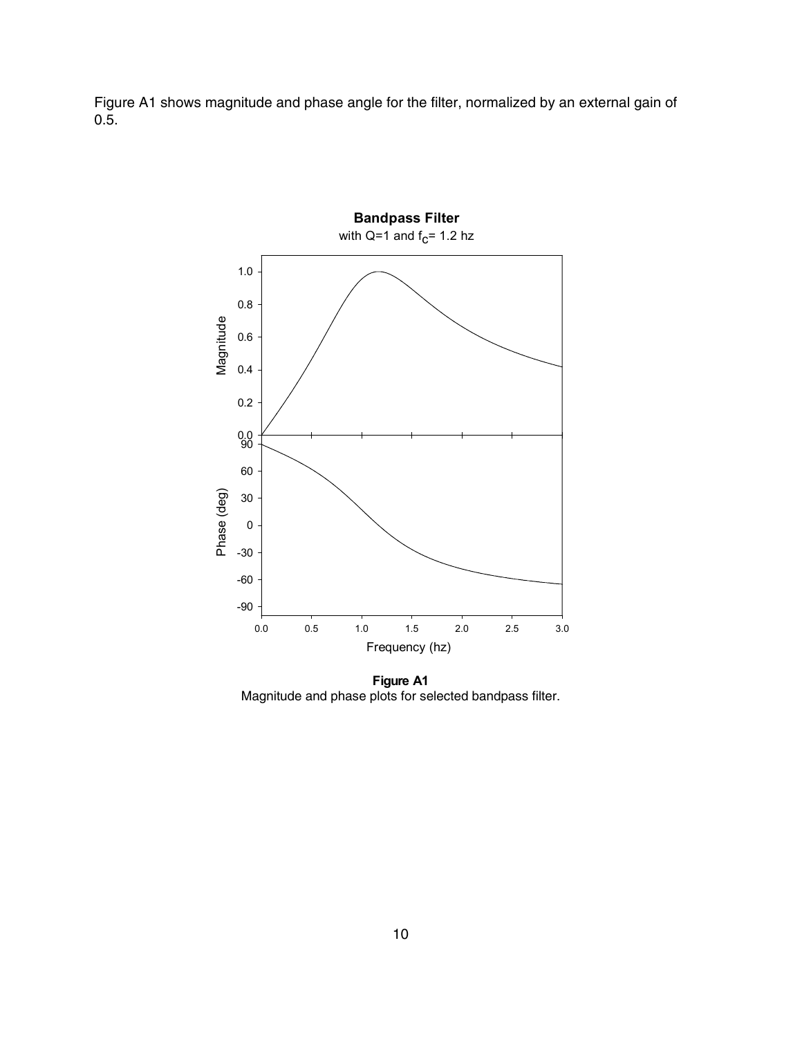Figure A1 shows magnitude and phase angle for the filter, normalized by an external gain of 0.5.

**Figure A1**
Magnitude and phase plots for selected bandpass filter.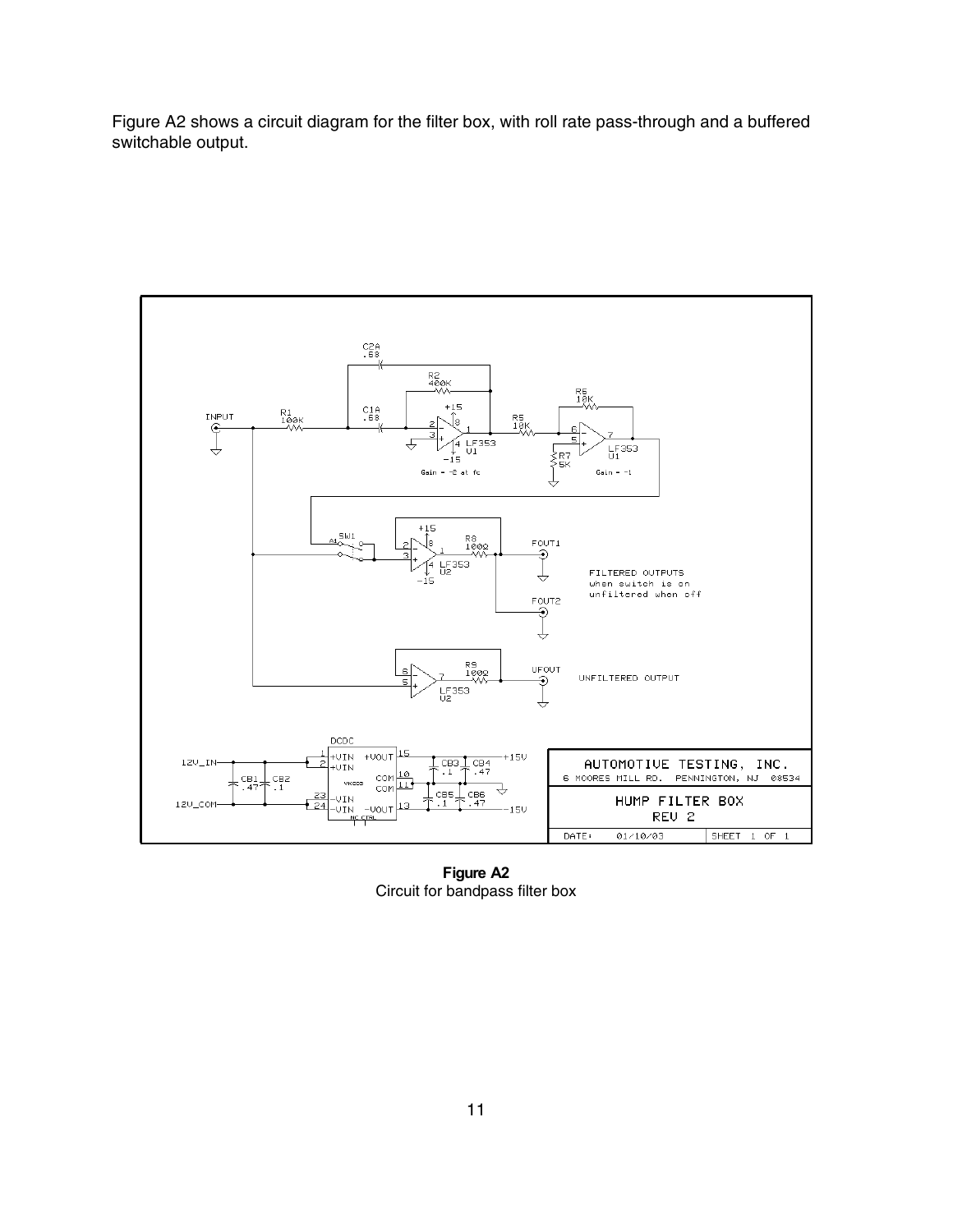Figure A2 shows a circuit diagram for the filter box, with roll rate pass-through and a buffered switchable output.

**Figure A2**
Circuit for bandpass filter box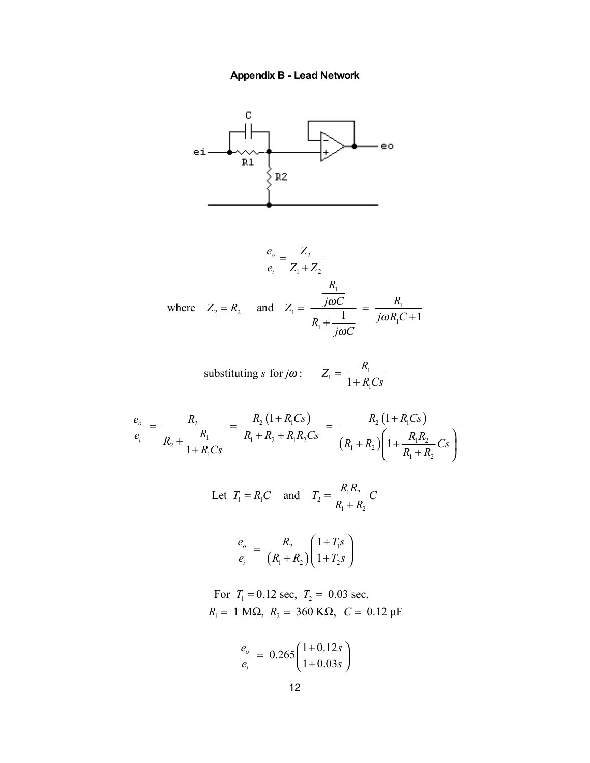**Appendix B - Lead Network**

$$\frac{e_o}{e_i} = \frac{Z_2}{Z_1 + Z_2}$$

$$\text{where} \quad Z_2 = R_2 \quad \text{and} \quad Z_1 = \frac{\dfrac{R_1}{j\omega C}}{R_1 + \dfrac{1}{j\omega C}} = \frac{R_1}{j\omega R_1 C + 1}$$

$$\text{substituting } s \text{ for } j\omega: \quad Z_1 = \frac{R_1}{1 + R_1 C s}$$

$$\frac{e_o}{e_i} = \frac{R_2}{R_2 + \dfrac{R_1}{1 + R_1 C s}} = \frac{R_2\left(1 + R_1 C s\right)}{R_1 + R_2 + R_1 R_2 C s} = \frac{R_2\left(1 + R_1 C s\right)}{\left(R_1 + R_2\right)\left(1 + \dfrac{R_1 R_2}{R_1 + R_2} C s\right)}$$

$$\text{Let } T_1 = R_1 C \quad \text{and} \quad T_2 = \frac{R_1 R_2}{R_1 + R_2} C$$

$$\frac{e_o}{e_i} = \frac{R_2}{\left(R_1 + R_2\right)}\left(\frac{1 + T_1 s}{1 + T_2 s}\right)$$

For $T_1 = 0.12$ sec, $T_2 = 0.03$ sec,
$R_1 = 1\ \text{M}\Omega$, $R_2 = 360\ \text{K}\Omega$, $C = 0.12\ \mu\text{F}$

$$\frac{e_o}{e_i} = 0.265\left(\frac{1 + 0.12s}{1 + 0.03s}\right)$$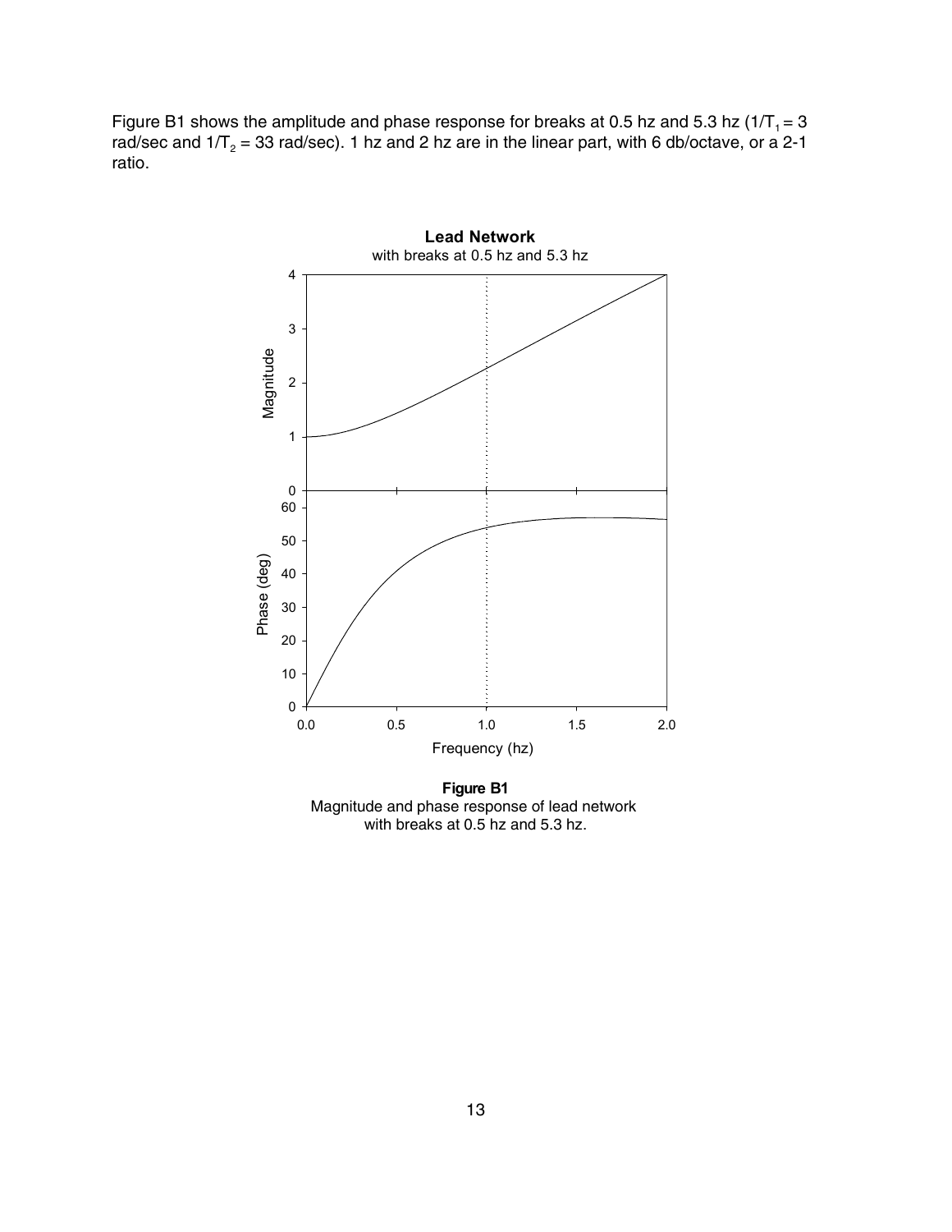Figure B1 shows the amplitude and phase response for breaks at 0.5 hz and 5.3 hz ($1/T_1 = 3$ rad/sec and $1/T_2 = 33$ rad/sec). 1 hz and 2 hz are in the linear part, with 6 db/octave, or a 2-1 ratio.

**Figure B1**
Magnitude and phase response of lead network with breaks at 0.5 hz and 5.3 hz.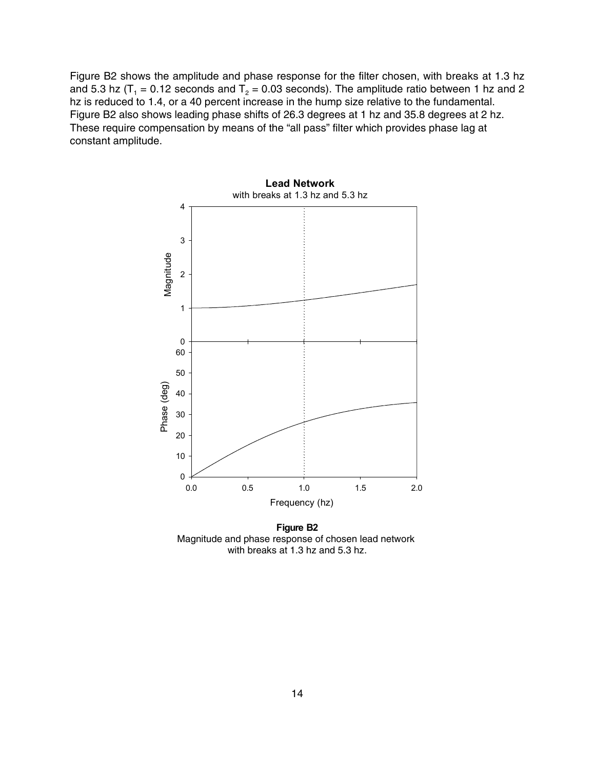Figure B2 shows the amplitude and phase response for the filter chosen, with breaks at 1.3 hz and 5.3 hz ($T_1$ = 0.12 seconds and $T_2$ = 0.03 seconds). The amplitude ratio between 1 hz and 2 hz is reduced to 1.4, or a 40 percent increase in the hump size relative to the fundamental. Figure B2 also shows leading phase shifts of 26.3 degrees at 1 hz and 35.8 degrees at 2 hz. These require compensation by means of the "all pass" filter which provides phase lag at constant amplitude.

**Figure B2**
Magnitude and phase response of chosen lead network with breaks at 1.3 hz and 5.3 hz.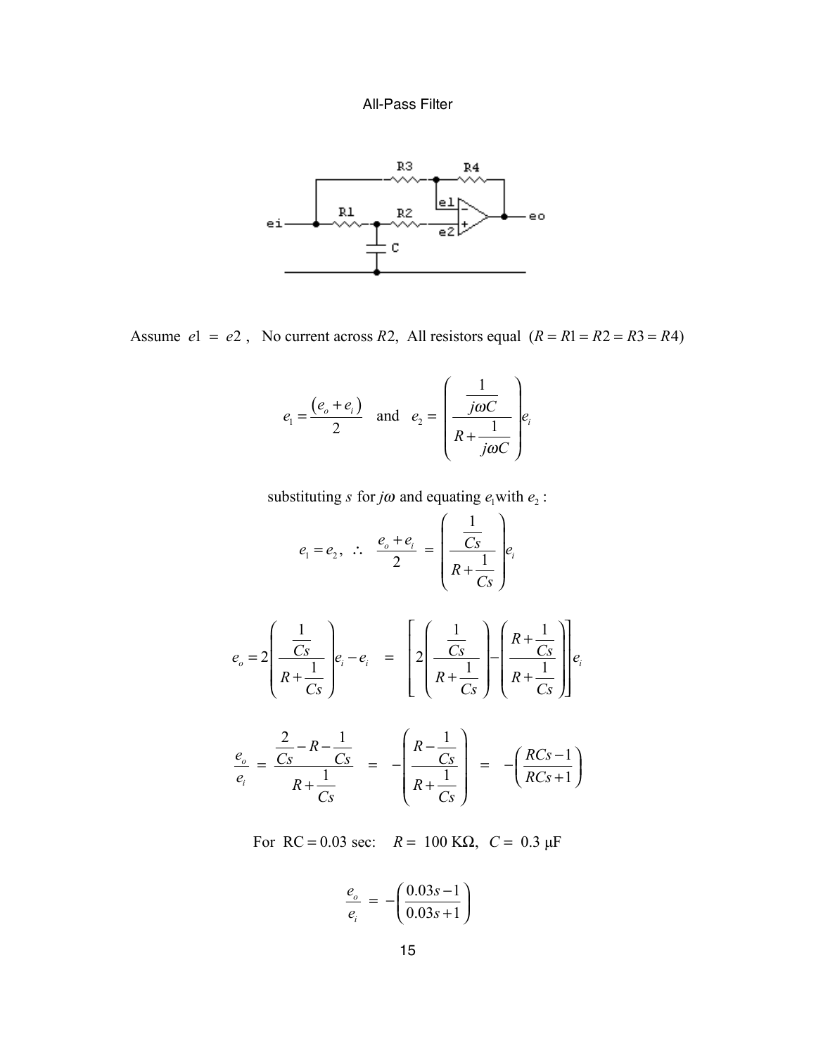# All-Pass Filter

Assume $e1 = e2$ , No current across $R2$, All resistors equal $(R = R1 = R2 = R3 = R4)$

$$e_1 = \frac{(e_o + e_i)}{2} \quad \text{and} \quad e_2 = \left( \frac{\frac{1}{j\omega C}}{R + \frac{1}{j\omega C}} \right) e_i$$

substituting $s$ for $j\omega$ and equating $e_1$ with $e_2$ :

$$e_1 = e_2, \ \therefore \ \frac{e_o + e_i}{2} = \left( \frac{\frac{1}{Cs}}{R + \frac{1}{Cs}} \right) e_i$$

$$e_o = 2\left( \frac{\frac{1}{Cs}}{R + \frac{1}{Cs}} \right) e_i - e_i = \left[ 2\left( \frac{\frac{1}{Cs}}{R + \frac{1}{Cs}} \right) - \left( \frac{R + \frac{1}{Cs}}{R + \frac{1}{Cs}} \right) \right] e_i$$

$$\frac{e_o}{e_i} = \frac{\frac{2}{Cs} - R - \frac{1}{Cs}}{R + \frac{1}{Cs}} = -\left( \frac{R - \frac{1}{Cs}}{R + \frac{1}{Cs}} \right) = -\left( \frac{RCs - 1}{RCs + 1} \right)$$

For $RC = 0.03$ sec: $R = 100\ \text{K}\Omega$, $C = 0.3\ \mu\text{F}$

$$\frac{e_o}{e_i} = -\left( \frac{0.03s - 1}{0.03s + 1} \right)$$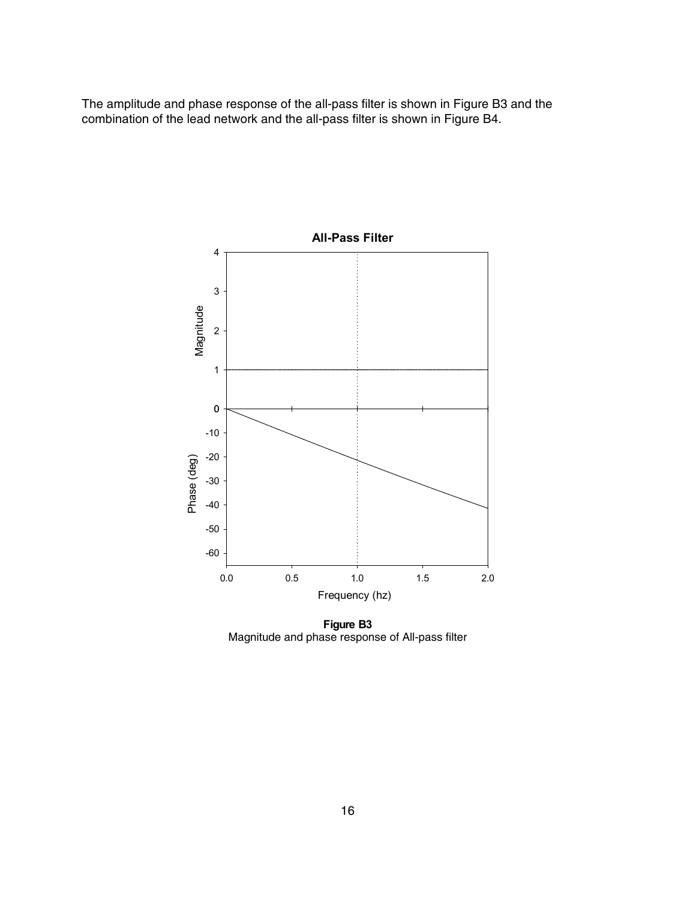The amplitude and phase response of the all-pass filter is shown in Figure B3 and the combination of the lead network and the all-pass filter is shown in Figure B4.

**Figure B3**
Magnitude and phase response of All-pass filter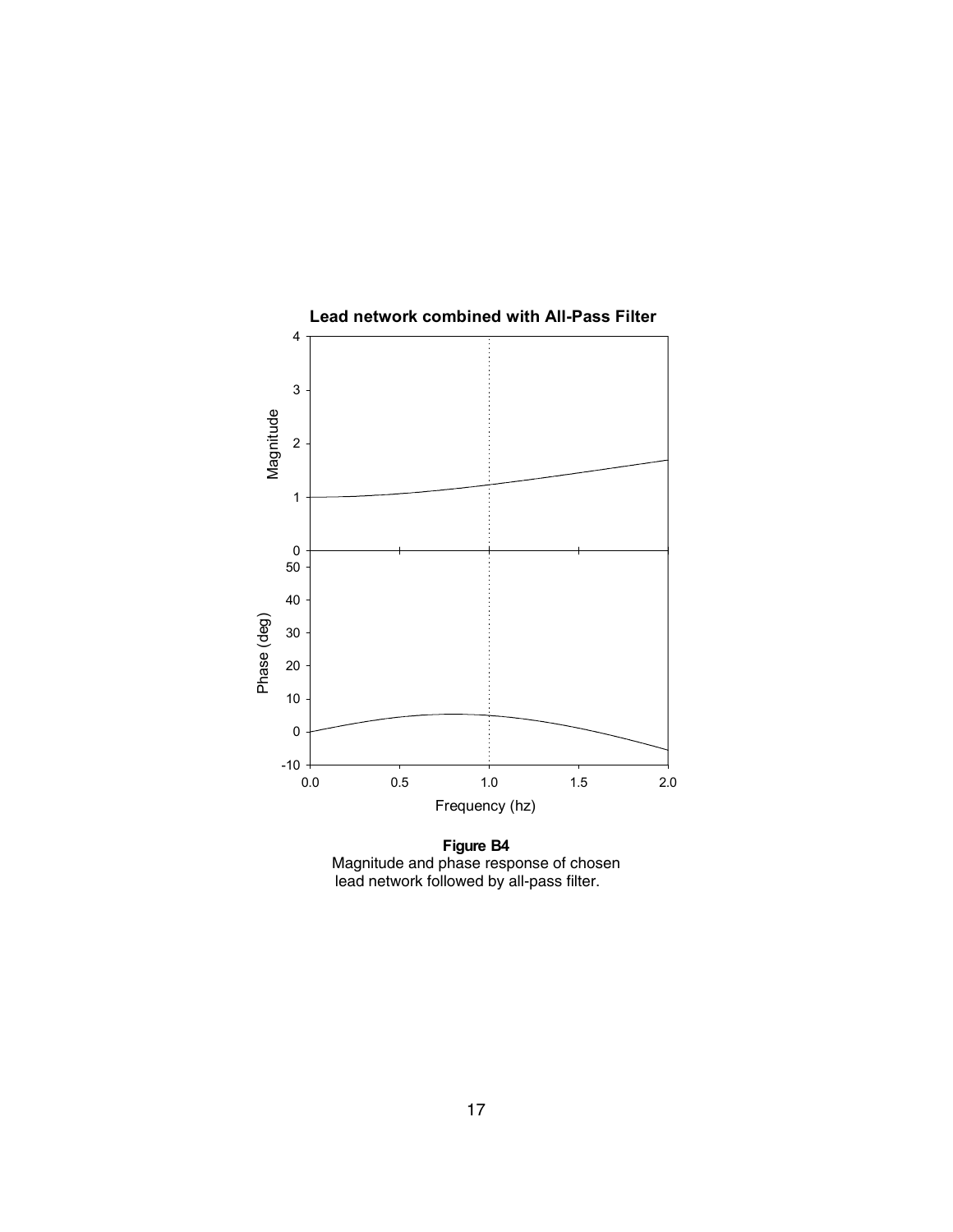Lead network combined with All-Pass Filter

Magnitude

4
3
2
1
0

Phase (deg)

50
40
30
20
10
0
-10

0.0 0.5 1.0 1.5 2.0

Frequency (hz)

**Figure B4**
Magnitude and phase response of chosen lead network followed by all-pass filter.